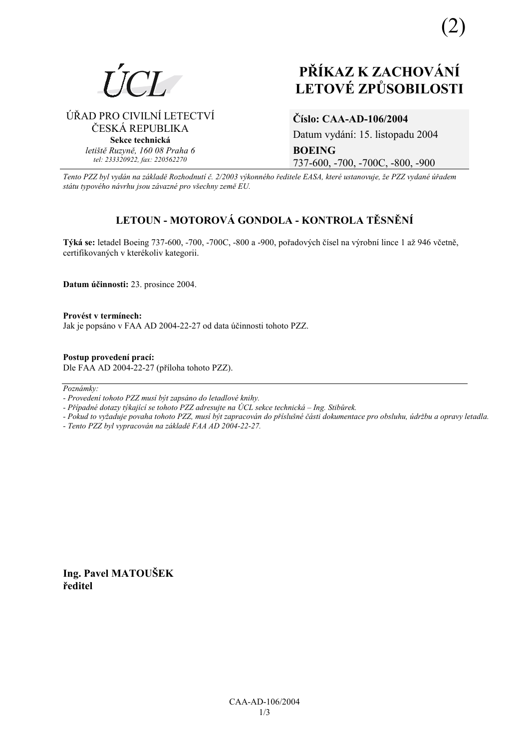(2)

ÚCL

ÚŘAD PRO CIVILNÍ LETECTVÍ
ČESKÁ REPUBLIKA
**Sekce technická**
*letiště Ruzyně, 160 08 Praha 6*
*tel: 233320922, fax: 220562270*

# PŘÍKAZ K ZACHOVÁNÍ LETOVÉ ZPŮSOBILOSTI

**Číslo: CAA-AD-106/2004**
Datum vydání: 15. listopadu 2004
**BOEING**
737-600, -700, -700C, -800, -900

*Tento PZZ byl vydán na základě Rozhodnutí č. 2/2003 výkonného ředitele EASA, které ustanovuje, že PZZ vydané úřadem státu typového návrhu jsou závazné pro všechny země EU.*

## LETOUN - MOTOROVÁ GONDOLA - KONTROLA TĚSNĚNÍ

**Týká se:** letadel Boeing 737-600, -700, -700C, -800 a -900, pořadových čísel na výrobní lince 1 až 946 včetně, certifikovaných v kterékoliv kategorii.

**Datum účinnosti:** 23. prosince 2004.

**Provést v termínech:**
Jak je popsáno v FAA AD 2004-22-27 od data účinnosti tohoto PZZ.

**Postup provedení prací:**
Dle FAA AD 2004-22-27 (příloha tohoto PZZ).

---

*Poznámky:*
*- Provedení tohoto PZZ musí být zapsáno do letadlové knihy.*
*- Případné dotazy týkající se tohoto PZZ adresujte na ÚCL sekce technická – Ing. Stibůrek.*
*- Pokud to vyžaduje povaha tohoto PZZ, musí být zapracován do příslušné části dokumentace pro obsluhu, údržbu a opravy letadla.*
*- Tento PZZ byl vypracován na základě FAA AD 2004-22-27.*

**Ing. Pavel MATOUŠEK**
**ředitel**

CAA-AD-106/2004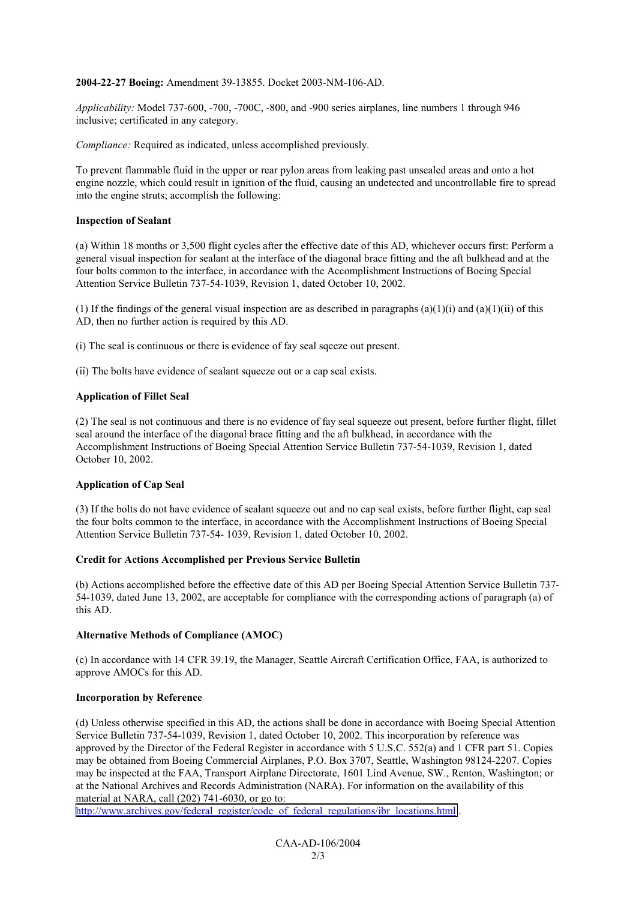**2004-22-27 Boeing:** Amendment 39-13855. Docket 2003-NM-106-AD.

*Applicability:* Model 737-600, -700, -700C, -800, and -900 series airplanes, line numbers 1 through 946 inclusive; certificated in any category.

*Compliance:* Required as indicated, unless accomplished previously.

To prevent flammable fluid in the upper or rear pylon areas from leaking past unsealed areas and onto a hot engine nozzle, which could result in ignition of the fluid, causing an undetected and uncontrollable fire to spread into the engine struts; accomplish the following:

**Inspection of Sealant**

(a) Within 18 months or 3,500 flight cycles after the effective date of this AD, whichever occurs first: Perform a general visual inspection for sealant at the interface of the diagonal brace fitting and the aft bulkhead and at the four bolts common to the interface, in accordance with the Accomplishment Instructions of Boeing Special Attention Service Bulletin 737-54-1039, Revision 1, dated October 10, 2002.

(1) If the findings of the general visual inspection are as described in paragraphs (a)(1)(i) and (a)(1)(ii) of this AD, then no further action is required by this AD.

(i) The seal is continuous or there is evidence of fay seal sqeeze out present.

(ii) The bolts have evidence of sealant squeeze out or a cap seal exists.

**Application of Fillet Seal**

(2) The seal is not continuous and there is no evidence of fay seal squeeze out present, before further flight, fillet seal around the interface of the diagonal brace fitting and the aft bulkhead, in accordance with the Accomplishment Instructions of Boeing Special Attention Service Bulletin 737-54-1039, Revision 1, dated October 10, 2002.

**Application of Cap Seal**

(3) If the bolts do not have evidence of sealant squeeze out and no cap seal exists, before further flight, cap seal the four bolts common to the interface, in accordance with the Accomplishment Instructions of Boeing Special Attention Service Bulletin 737-54- 1039, Revision 1, dated October 10, 2002.

**Credit for Actions Accomplished per Previous Service Bulletin**

(b) Actions accomplished before the effective date of this AD per Boeing Special Attention Service Bulletin 737-54-1039, dated June 13, 2002, are acceptable for compliance with the corresponding actions of paragraph (a) of this AD.

**Alternative Methods of Compliance (AMOC)**

(c) In accordance with 14 CFR 39.19, the Manager, Seattle Aircraft Certification Office, FAA, is authorized to approve AMOCs for this AD.

**Incorporation by Reference**

(d) Unless otherwise specified in this AD, the actions shall be done in accordance with Boeing Special Attention Service Bulletin 737-54-1039, Revision 1, dated October 10, 2002. This incorporation by reference was approved by the Director of the Federal Register in accordance with 5 U.S.C. 552(a) and 1 CFR part 51. Copies may be obtained from Boeing Commercial Airplanes, P.O. Box 3707, Seattle, Washington 98124-2207. Copies may be inspected at the FAA, Transport Airplane Directorate, 1601 Lind Avenue, SW., Renton, Washington; or at the National Archives and Records Administration (NARA). For information on the availability of this material at NARA, call (202) 741-6030, or go to: http://www.archives.gov/federal_register/code_of_federal_regulations/ibr_locations.html.

CAA-AD-106/2004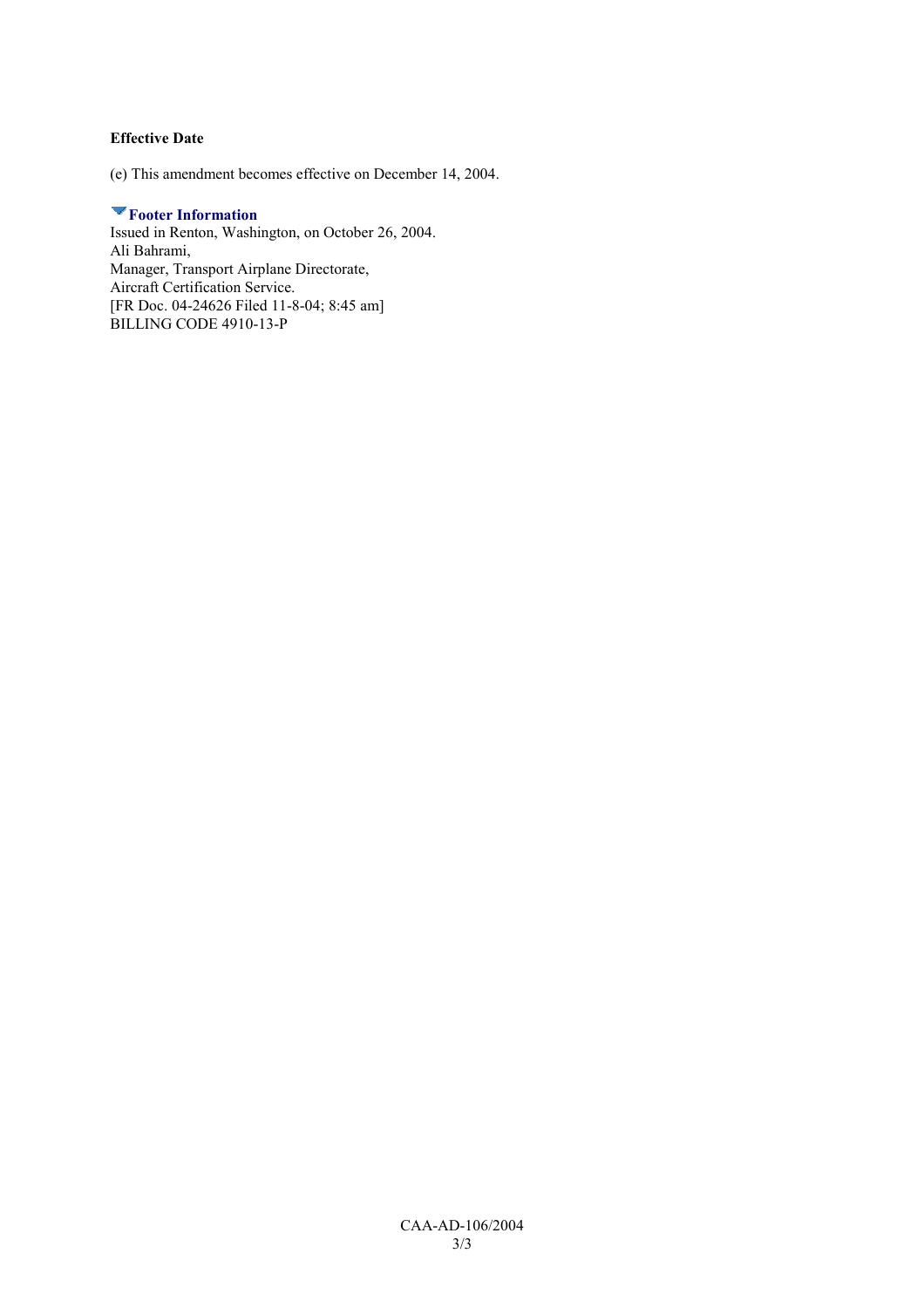**Effective Date**

(e) This amendment becomes effective on December 14, 2004.

**Footer Information**

Issued in Renton, Washington, on October 26, 2004.
Ali Bahrami,
Manager, Transport Airplane Directorate,
Aircraft Certification Service.
[FR Doc. 04-24626 Filed 11-8-04; 8:45 am]
BILLING CODE 4910-13-P